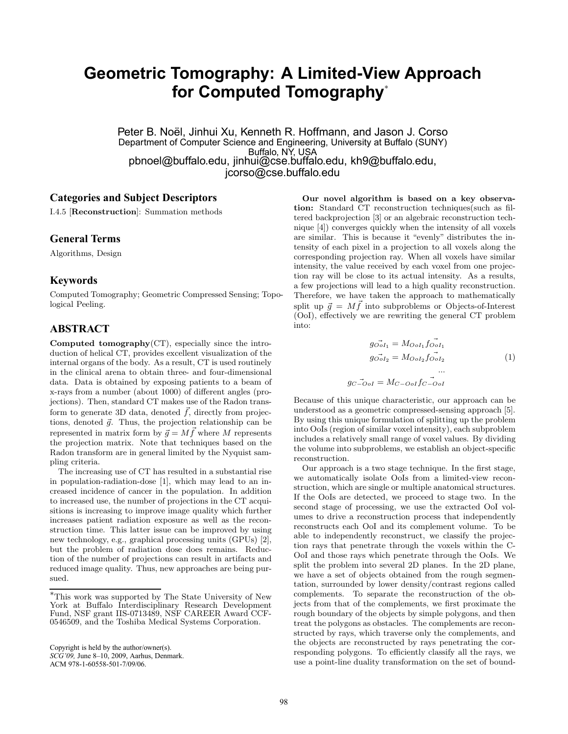# Geometric Tomography: A Limited-View Approach for Computed Tomography*

Peter B. Noël, Jinhui Xu, Kenneth R. Hoffmann, and Jason J. Corso
Department of Computer Science and Engineering, University at Buffalo (SUNY)
Buffalo, NY, USA
pbnoel@buffalo.edu, jinhui@cse.buffalo.edu, kh9@buffalo.edu, jcorso@cse.buffalo.edu

## Categories and Subject Descriptors

I.4.5 [**Reconstruction**]: Summation methods

## General Terms

Algorithms, Design

## Keywords

Computed Tomography; Geometric Compressed Sensing; Topological Peeling.

## ABSTRACT

**Computed tomography**(CT), especially since the introduction of helical CT, provides excellent visualization of the internal organs of the body. As a result, CT is used routinely in the clinical arena to obtain three- and four-dimensional data. Data is obtained by exposing patients to a beam of x-rays from a number (about 1000) of different angles (projections). Then, standard CT makes use of the Radon transform to generate 3D data, denoted $\vec{f}$, directly from projections, denoted $\vec{g}$. Thus, the projection relationship can be represented in matrix form by $\vec{g} = M\vec{f}$ where $M$ represents the projection matrix. Note that techniques based on the Radon transform are in general limited by the Nyquist sampling criteria.

The increasing use of CT has resulted in a substantial rise in population-radiation-dose [1], which may lead to an increased incidence of cancer in the population. In addition to increased use, the number of projections in the CT acquisitions is increasing to improve image quality which further increases patient radiation exposure as well as the reconstruction time. This latter issue can be improved by using new technology, e.g., graphical processing units (GPUs) [2], but the problem of radiation dose does remains. Reduction of the number of projections can result in artifacts and reduced image quality. Thus, new approaches are being pursued.

**Our novel algorithm is based on a key observation:** Standard CT reconstruction techniques(such as filtered backprojection [3] or an algebraic reconstruction technique [4]) converges quickly when the intensity of all voxels are similar. This is because it "evenly" distributes the intensity of each pixel in a projection to all voxels along the corresponding projection ray. When all voxels have similar intensity, the value received by each voxel from one projection ray will be close to its actual intensity. As a results, a few projections will lead to a high quality reconstruction. Therefore, we have taken the approach to mathematically split up $\vec{g} = M\vec{f}$ into subproblems or Objects-of-Interest (OoI), effectively we are rewriting the general CT problem into:

$$
\begin{aligned}
g_{\vec{OoI_1}} &= M_{OoI_1} f_{\vec{OoI_1}} \\
g_{\vec{OoI_2}} &= M_{OoI_2} f_{\vec{OoI_2}} \\
&\;\;\cdots \\
g_{C\vec{-OoI}} &= M_{C-OoI} f_{C\vec{-OoI}}
\end{aligned}
\tag{1}
$$

Because of this unique characteristic, our approach can be understood as a geometric compressed-sensing approach [5]. By using this unique formulation of splitting up the problem into OoIs (region of similar voxel intensity), each subproblem includes a relatively small range of voxel values. By dividing the volume into subproblems, we establish an object-specific reconstruction.

Our approach is a two stage technique. In the first stage, we automatically isolate OoIs from a limited-view reconstruction, which are single or multiple anatomical structures. If the OoIs are detected, we proceed to stage two. In the second stage of processing, we use the extracted OoI volumes to drive a reconstruction process that independently reconstructs each OoI and its complement volume. To be able to independently reconstruct, we classify the projection rays that penetrate through the voxels within the C-OoI and those rays which penetrate through the OoIs. We split the problem into several 2D planes. In the 2D plane, we have a set of objects obtained from the rough segmentation, surrounded by lower density/contrast regions called complements. To separate the reconstruction of the objects from that of the complements, we first proximate the rough boundary of the objects by simple polygons, and then treat the polygons as obstacles. The complements are reconstructed by rays, which traverse only the complements, and the objects are reconstructed by rays penetrating the corresponding polygons. To efficiently classify all the rays, we use a point-line duality transformation on the set of bound-

*This work was supported by The State University of New York at Buffalo Interdisciplinary Research Development Fund, NSF grant IIS-0713489, NSF CAREER Award CCF-0546509, and the Toshiba Medical Systems Corporation.

Copyright is held by the author/owner(s).
*SCG'09,* June 8–10, 2009, Aarhus, Denmark.
ACM 978-1-60558-501-7/09/06.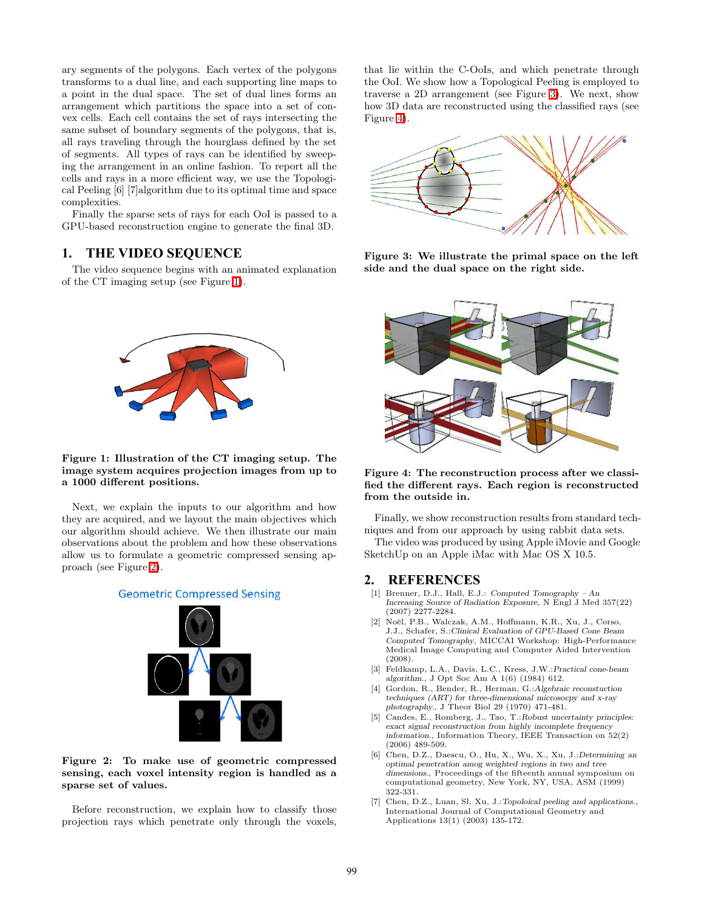ary segments of the polygons. Each vertex of the polygons transforms to a dual line, and each supporting line maps to a point in the dual space. The set of dual lines forms an arrangement which partitions the space into a set of convex cells. Each cell contains the set of rays intersecting the same subset of boundary segments of the polygons, that is, all rays traveling through the hourglass defined by the set of segments. All types of rays can be identified by sweeping the arrangement in an online fashion. To report all the cells and rays in a more efficient way, we use the Topological Peeling [6] [7]algorithm due to its optimal time and space complexities.

Finally the sparse sets of rays for each OoI is passed to a GPU-based reconstruction engine to generate the final 3D.

## 1. THE VIDEO SEQUENCE

The video sequence begins with an animated explanation of the CT imaging setup (see Figure 1).

**Figure 1: Illustration of the CT imaging setup. The image system acquires projection images from up to a 1000 different positions.**

Next, we explain the inputs to our algorithm and how they are acquired, and we layout the main objectives which our algorithm should achieve. We then illustrate our main observations about the problem and how these observations allow us to formulate a geometric compressed sensing approach (see Figure 2).

Geometric Compressed Sensing

**Figure 2: To make use of geometric compressed sensing, each voxel intensity region is handled as a sparse set of values.**

Before reconstruction, we explain how to classify those projection rays which penetrate only through the voxels, that lie within the C-OoIs, and which penetrate through the OoI. We show how a Topological Peeling is employed to traverse a 2D arrangement (see Figure 3). We next, show how 3D data are reconstructed using the classified rays (see Figure 4).

**Figure 3: We illustrate the primal space on the left side and the dual space on the right side.**

**Figure 4: The reconstruction process after we classified the different rays. Each region is reconstructed from the outside in.**

Finally, we show reconstruction results from standard techniques and from our approach by using rabbit data sets.

The video was produced by using Apple iMovie and Google SketchUp on an Apple iMac with Mac OS X 10.5.

## 2. REFERENCES

[1] Brenner, D.J., Hall, E.J.: *Computed Tomography – An Increasing Source of Radiation Exposure*, N Engl J Med 357(22) (2007) 2277-2284.

[2] Noël, P.B., Walczak, A.M., Hoffmann, K.R., Xu, J., Corso, J.J., Schafer, S.:*Clinical Evaluation of GPU-Based Cone Beam Computed Tomography*, MICCAI Workshop: High-Performance Medical Image Computing and Computer Aided Intervention (2008).

[3] Feldkamp, L.A., Davis, L.C., Kress, J.W.:*Practical cone-beam algorithm.*, J Opt Soc Am A 1(6) (1984) 612.

[4] Gordon, R., Bender, R., Herman, G.:*Algebraic reconstruction techniques (ART) for three-dimensional microscocpy and x-ray photography.*, J Theor Biol 29 (1970) 471-481.

[5] Candes, E., Romberg, J., Tao, T.:*Robust uncertainty principles: exact signal reconstruction from highly incomplete frequency information.*, Information Theory, IEEE Transaction on 52(2) (2006) 489-509.

[6] Chen, D.Z., Daescu, O., Hu, X., Wu, X., Xu, J.:*Determining an optimal penetration amog weighted regions in two and tree dimensions.*, Proceedings of the fifteenth annual symposium on computational geometry, New York, NY, USA, ASM (1999) 322-331.

[7] Chen, D.Z., Luan, Sl, Xu, J.:*Topoloical peeling and applications.*, International Journal of Computational Geometry and Applications 13(1) (2003) 135-172.